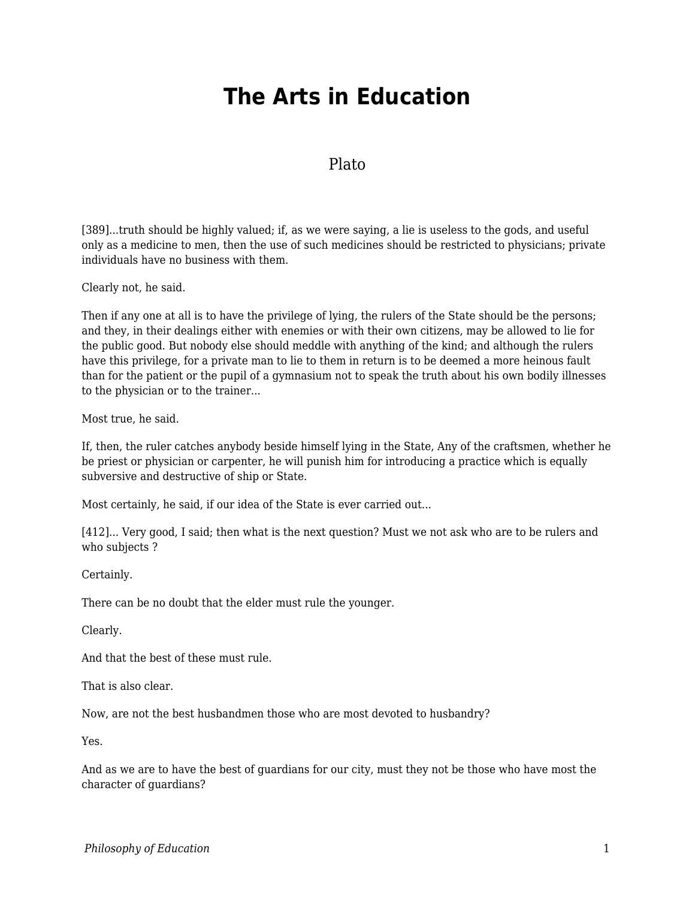# The Arts in Education

Plato

[389]...truth should be highly valued; if, as we were saying, a lie is useless to the gods, and useful only as a medicine to men, then the use of such medicines should be restricted to physicians; private individuals have no business with them.

Clearly not, he said.

Then if any one at all is to have the privilege of lying, the rulers of the State should be the persons; and they, in their dealings either with enemies or with their own citizens, may be allowed to lie for the public good. But nobody else should meddle with anything of the kind; and although the rulers have this privilege, for a private man to lie to them in return is to be deemed a more heinous fault than for the patient or the pupil of a gymnasium not to speak the truth about his own bodily illnesses to the physician or to the trainer...

Most true, he said.

If, then, the ruler catches anybody beside himself lying in the State, Any of the craftsmen, whether he be priest or physician or carpenter, he will punish him for introducing a practice which is equally subversive and destructive of ship or State.

Most certainly, he said, if our idea of the State is ever carried out...

[412]... Very good, I said; then what is the next question? Must we not ask who are to be rulers and who subjects ?

Certainly.

There can be no doubt that the elder must rule the younger.

Clearly.

And that the best of these must rule.

That is also clear.

Now, are not the best husbandmen those who are most devoted to husbandry?

Yes.

And as we are to have the best of guardians for our city, must they not be those who have most the character of guardians?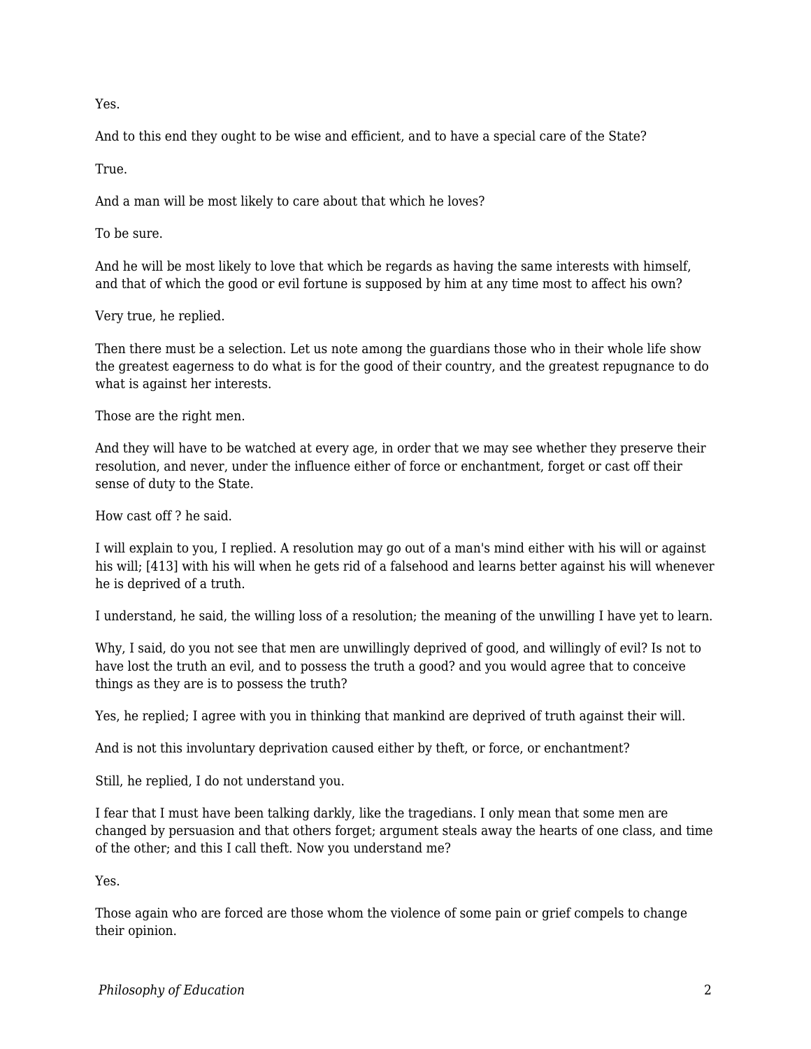Yes.

And to this end they ought to be wise and efficient, and to have a special care of the State?

True.

And a man will be most likely to care about that which he loves?

To be sure.

And he will be most likely to love that which be regards as having the same interests with himself, and that of which the good or evil fortune is supposed by him at any time most to affect his own?

Very true, he replied.

Then there must be a selection. Let us note among the guardians those who in their whole life show the greatest eagerness to do what is for the good of their country, and the greatest repugnance to do what is against her interests.

Those are the right men.

And they will have to be watched at every age, in order that we may see whether they preserve their resolution, and never, under the influence either of force or enchantment, forget or cast off their sense of duty to the State.

How cast off ? he said.

I will explain to you, I replied. A resolution may go out of a man's mind either with his will or against his will; [413] with his will when he gets rid of a falsehood and learns better against his will whenever he is deprived of a truth.

I understand, he said, the willing loss of a resolution; the meaning of the unwilling I have yet to learn.

Why, I said, do you not see that men are unwillingly deprived of good, and willingly of evil? Is not to have lost the truth an evil, and to possess the truth a good? and you would agree that to conceive things as they are is to possess the truth?

Yes, he replied; I agree with you in thinking that mankind are deprived of truth against their will.

And is not this involuntary deprivation caused either by theft, or force, or enchantment?

Still, he replied, I do not understand you.

I fear that I must have been talking darkly, like the tragedians. I only mean that some men are changed by persuasion and that others forget; argument steals away the hearts of one class, and time of the other; and this I call theft. Now you understand me?

Yes.

Those again who are forced are those whom the violence of some pain or grief compels to change their opinion.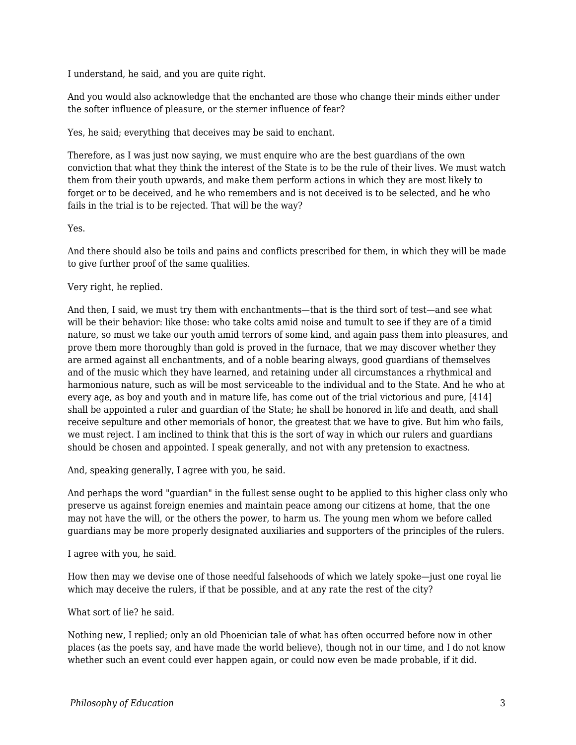I understand, he said, and you are quite right.

And you would also acknowledge that the enchanted are those who change their minds either under the softer influence of pleasure, or the sterner influence of fear?

Yes, he said; everything that deceives may be said to enchant.

Therefore, as I was just now saying, we must enquire who are the best guardians of the own conviction that what they think the interest of the State is to be the rule of their lives. We must watch them from their youth upwards, and make them perform actions in which they are most likely to forget or to be deceived, and he who remembers and is not deceived is to be selected, and he who fails in the trial is to be rejected. That will be the way?

Yes.

And there should also be toils and pains and conflicts prescribed for them, in which they will be made to give further proof of the same qualities.

Very right, he replied.

And then, I said, we must try them with enchantments—that is the third sort of test—and see what will be their behavior: like those: who take colts amid noise and tumult to see if they are of a timid nature, so must we take our youth amid terrors of some kind, and again pass them into pleasures, and prove them more thoroughly than gold is proved in the furnace, that we may discover whether they are armed against all enchantments, and of a noble bearing always, good guardians of themselves and of the music which they have learned, and retaining under all circumstances a rhythmical and harmonious nature, such as will be most serviceable to the individual and to the State. And he who at every age, as boy and youth and in mature life, has come out of the trial victorious and pure, [414] shall be appointed a ruler and guardian of the State; he shall be honored in life and death, and shall receive sepulture and other memorials of honor, the greatest that we have to give. But him who fails, we must reject. I am inclined to think that this is the sort of way in which our rulers and guardians should be chosen and appointed. I speak generally, and not with any pretension to exactness.

And, speaking generally, I agree with you, he said.

And perhaps the word "guardian" in the fullest sense ought to be applied to this higher class only who preserve us against foreign enemies and maintain peace among our citizens at home, that the one may not have the will, or the others the power, to harm us. The young men whom we before called guardians may be more properly designated auxiliaries and supporters of the principles of the rulers.

I agree with you, he said.

How then may we devise one of those needful falsehoods of which we lately spoke—just one royal lie which may deceive the rulers, if that be possible, and at any rate the rest of the city?

What sort of lie? he said.

Nothing new, I replied; only an old Phoenician tale of what has often occurred before now in other places (as the poets say, and have made the world believe), though not in our time, and I do not know whether such an event could ever happen again, or could now even be made probable, if it did.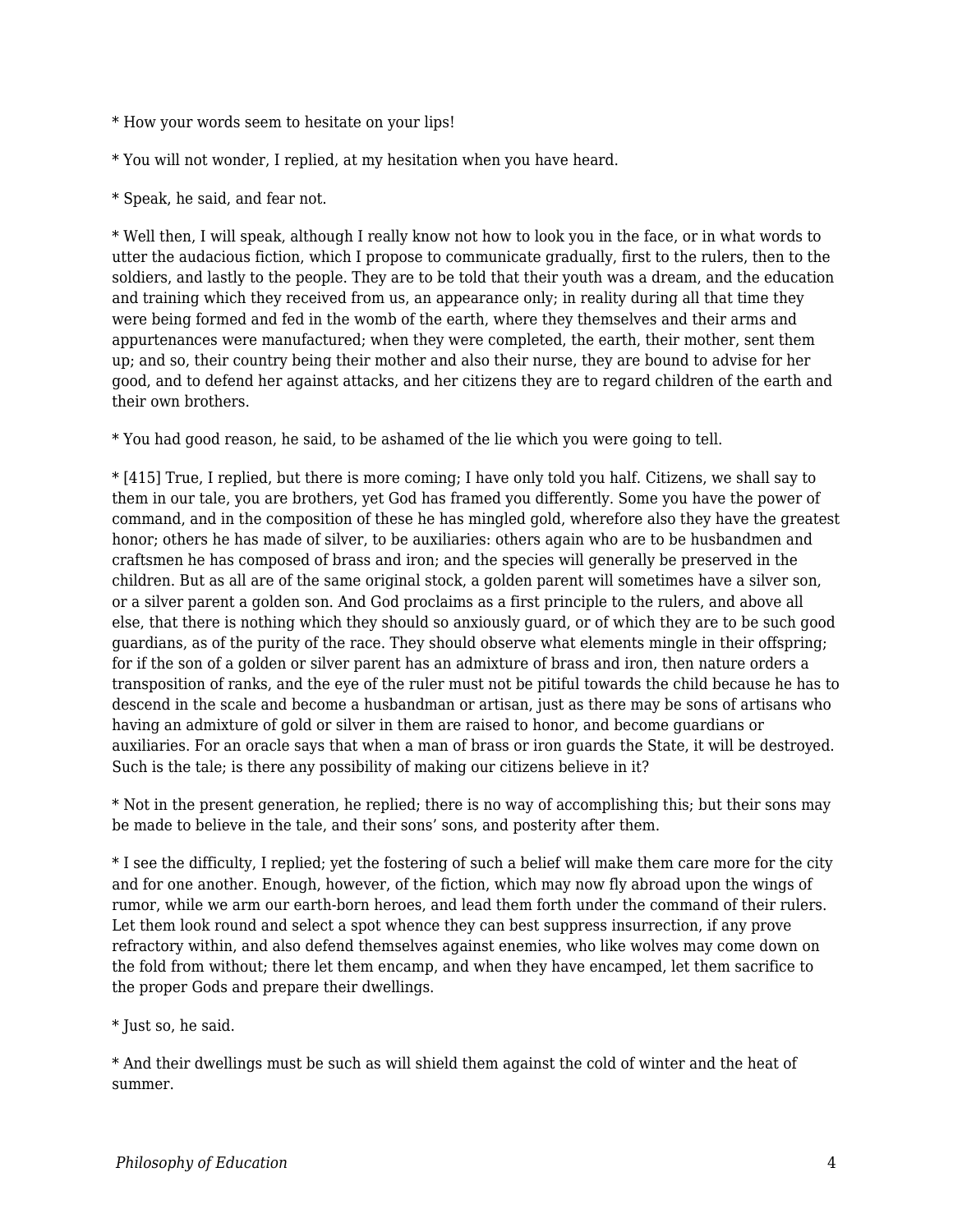* How your words seem to hesitate on your lips!

* You will not wonder, I replied, at my hesitation when you have heard.

* Speak, he said, and fear not.

* Well then, I will speak, although I really know not how to look you in the face, or in what words to utter the audacious fiction, which I propose to communicate gradually, first to the rulers, then to the soldiers, and lastly to the people. They are to be told that their youth was a dream, and the education and training which they received from us, an appearance only; in reality during all that time they were being formed and fed in the womb of the earth, where they themselves and their arms and appurtenances were manufactured; when they were completed, the earth, their mother, sent them up; and so, their country being their mother and also their nurse, they are bound to advise for her good, and to defend her against attacks, and her citizens they are to regard children of the earth and their own brothers.

* You had good reason, he said, to be ashamed of the lie which you were going to tell.

* [415] True, I replied, but there is more coming; I have only told you half. Citizens, we shall say to them in our tale, you are brothers, yet God has framed you differently. Some you have the power of command, and in the composition of these he has mingled gold, wherefore also they have the greatest honor; others he has made of silver, to be auxiliaries: others again who are to be husbandmen and craftsmen he has composed of brass and iron; and the species will generally be preserved in the children. But as all are of the same original stock, a golden parent will sometimes have a silver son, or a silver parent a golden son. And God proclaims as a first principle to the rulers, and above all else, that there is nothing which they should so anxiously guard, or of which they are to be such good guardians, as of the purity of the race. They should observe what elements mingle in their offspring; for if the son of a golden or silver parent has an admixture of brass and iron, then nature orders a transposition of ranks, and the eye of the ruler must not be pitiful towards the child because he has to descend in the scale and become a husbandman or artisan, just as there may be sons of artisans who having an admixture of gold or silver in them are raised to honor, and become guardians or auxiliaries. For an oracle says that when a man of brass or iron guards the State, it will be destroyed. Such is the tale; is there any possibility of making our citizens believe in it?

* Not in the present generation, he replied; there is no way of accomplishing this; but their sons may be made to believe in the tale, and their sons' sons, and posterity after them.

* I see the difficulty, I replied; yet the fostering of such a belief will make them care more for the city and for one another. Enough, however, of the fiction, which may now fly abroad upon the wings of rumor, while we arm our earth-born heroes, and lead them forth under the command of their rulers. Let them look round and select a spot whence they can best suppress insurrection, if any prove refractory within, and also defend themselves against enemies, who like wolves may come down on the fold from without; there let them encamp, and when they have encamped, let them sacrifice to the proper Gods and prepare their dwellings.

* Just so, he said.

* And their dwellings must be such as will shield them against the cold of winter and the heat of summer.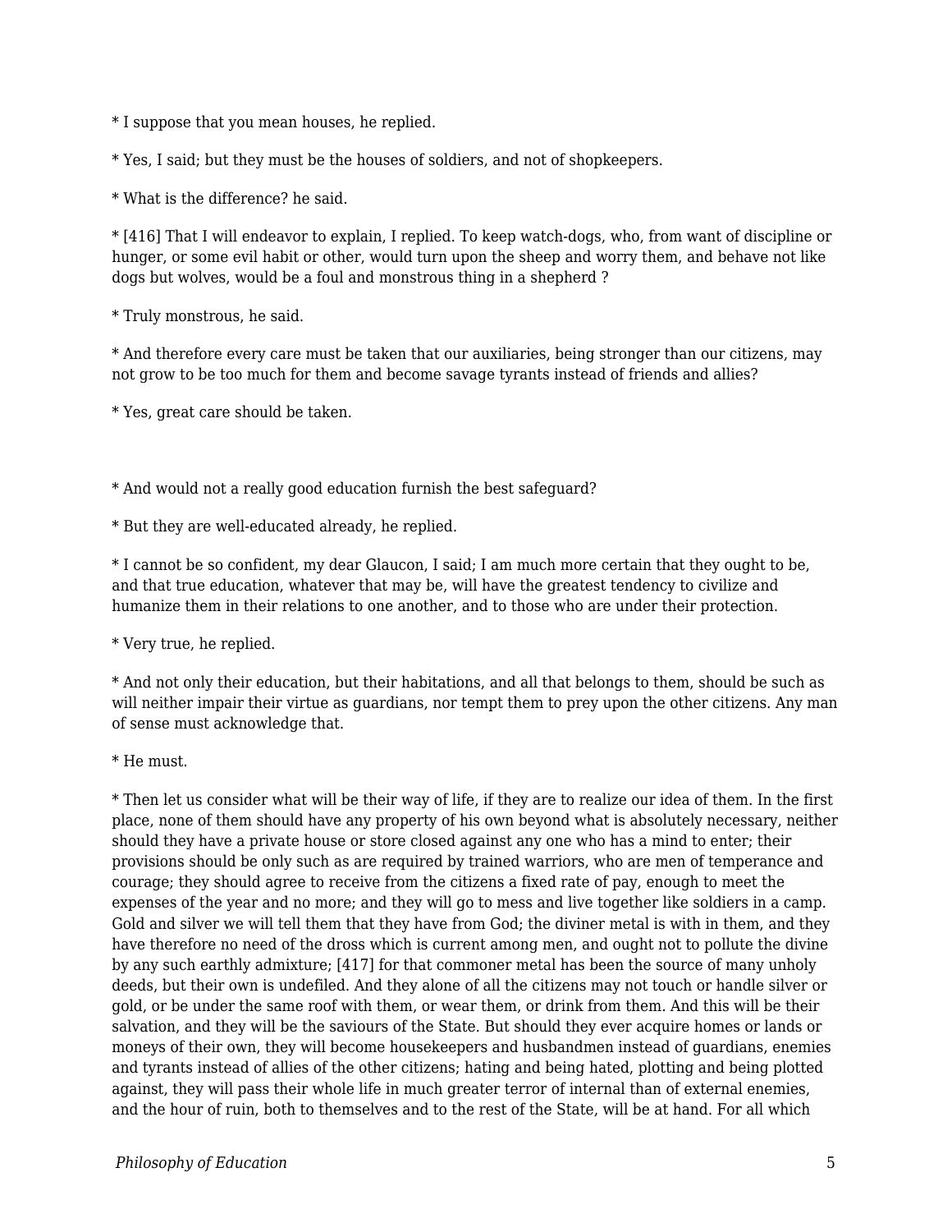* I suppose that you mean houses, he replied.

* Yes, I said; but they must be the houses of soldiers, and not of shopkeepers.

* What is the difference? he said.

* [416] That I will endeavor to explain, I replied. To keep watch-dogs, who, from want of discipline or hunger, or some evil habit or other, would turn upon the sheep and worry them, and behave not like dogs but wolves, would be a foul and monstrous thing in a shepherd ?

* Truly monstrous, he said.

* And therefore every care must be taken that our auxiliaries, being stronger than our citizens, may not grow to be too much for them and become savage tyrants instead of friends and allies?

* Yes, great care should be taken.

* And would not a really good education furnish the best safeguard?

* But they are well-educated already, he replied.

* I cannot be so confident, my dear Glaucon, I said; I am much more certain that they ought to be, and that true education, whatever that may be, will have the greatest tendency to civilize and humanize them in their relations to one another, and to those who are under their protection.

* Very true, he replied.

* And not only their education, but their habitations, and all that belongs to them, should be such as will neither impair their virtue as guardians, nor tempt them to prey upon the other citizens. Any man of sense must acknowledge that.

* He must.

* Then let us consider what will be their way of life, if they are to realize our idea of them. In the first place, none of them should have any property of his own beyond what is absolutely necessary, neither should they have a private house or store closed against any one who has a mind to enter; their provisions should be only such as are required by trained warriors, who are men of temperance and courage; they should agree to receive from the citizens a fixed rate of pay, enough to meet the expenses of the year and no more; and they will go to mess and live together like soldiers in a camp. Gold and silver we will tell them that they have from God; the diviner metal is with in them, and they have therefore no need of the dross which is current among men, and ought not to pollute the divine by any such earthly admixture; [417] for that commoner metal has been the source of many unholy deeds, but their own is undefiled. And they alone of all the citizens may not touch or handle silver or gold, or be under the same roof with them, or wear them, or drink from them. And this will be their salvation, and they will be the saviours of the State. But should they ever acquire homes or lands or moneys of their own, they will become housekeepers and husbandmen instead of guardians, enemies and tyrants instead of allies of the other citizens; hating and being hated, plotting and being plotted against, they will pass their whole life in much greater terror of internal than of external enemies, and the hour of ruin, both to themselves and to the rest of the State, will be at hand. For all which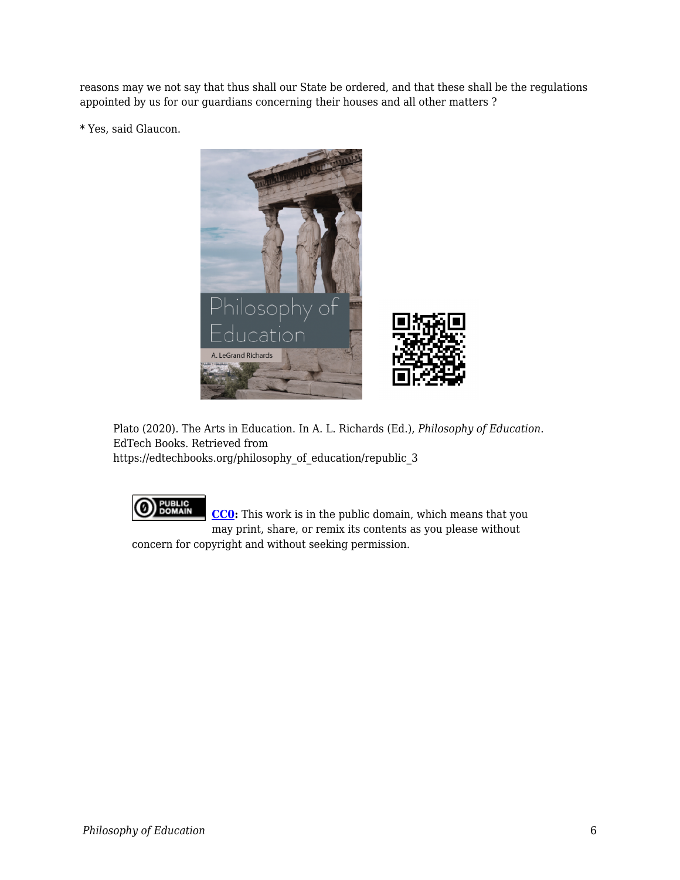reasons may we not say that thus shall our State be ordered, and that these shall be the regulations appointed by us for our guardians concerning their houses and all other matters ?

* Yes, said Glaucon.

Plato (2020). The Arts in Education. In A. L. Richards (Ed.), *Philosophy of Education*. EdTech Books. Retrieved from https://edtechbooks.org/philosophy_of_education/republic_3

**CC0:** This work is in the public domain, which means that you may print, share, or remix its contents as you please without concern for copyright and without seeking permission.